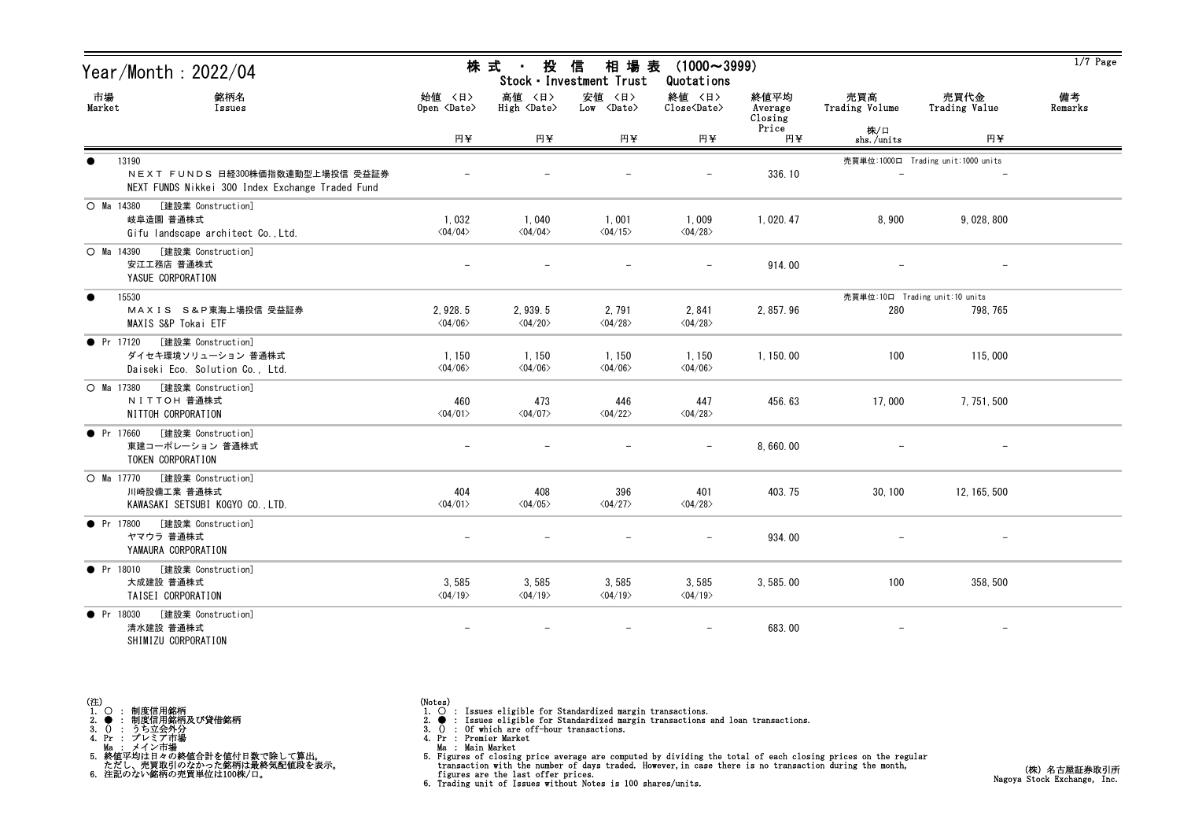# Year/Month : 2022/04

## 株式 ・ 投信 相場表 (1000～3999)
## Stock・Investment Trust Quotations

| 市場 Market | 銘柄名 Issues | 始値 <日> Open <Date> 円¥ | 高値 <日> High <Date> 円¥ | 安値 <日> Low <Date> 円¥ | 終値 <日> Close<Date> 円¥ | 終値平均 Average Closing Price 円¥ | 売買高 Trading Volume 株/口 shs./units | 売買代金 Trading Value 円¥ | 備考 Remarks |
|---|---|---|---|---|---|---|---|---|---|
| ● 13190 | ＮＥＸＴ ＦＵＮＤＳ 日経300株価指数連動型上場投信 受益証券 NEXT FUNDS Nikkei 300 Index Exchange Traded Fund | － | － | － | － | 336.10 | － | － | 売買単位:1000口 Trading unit:1000 units |
| ○ Ma 14380 [建設業 Construction] | 岐阜造園 普通株式 Gifu landscape architect Co.,Ltd. | 1,032 <04/04> | 1,040 <04/04> | 1,001 <04/15> | 1,009 <04/28> | 1,020.47 | 8,900 | 9,028,800 | |
| ○ Ma 14390 [建設業 Construction] | 安江工務店 普通株式 YASUE CORPORATION | － | － | － | － | 914.00 | － | － | |
| ● 15530 | ＭＡＸＩＳ Ｓ＆Ｐ東海上場投信 受益証券 MAXIS S&P Tokai ETF | 2,928.5 <04/06> | 2,939.5 <04/20> | 2,791 <04/28> | 2,841 <04/28> | 2,857.96 | 280 | 798,765 | 売買単位:10口 Trading unit:10 units |
| ● Pr 17120 [建設業 Construction] | ダイセキ環境ソリューション 普通株式 Daiseki Eco. Solution Co., Ltd. | 1,150 <04/06> | 1,150 <04/06> | 1,150 <04/06> | 1,150 <04/06> | 1,150.00 | 100 | 115,000 | |
| ○ Ma 17380 [建設業 Construction] | ＮＩＴＴＯＨ 普通株式 NITTOH CORPORATION | 460 <04/01> | 473 <04/07> | 446 <04/22> | 447 <04/28> | 456.63 | 17,000 | 7,751,500 | |
| ● Pr 17660 [建設業 Construction] | 東建コーポレーション 普通株式 TOKEN CORPORATION | － | － | － | － | 8,660.00 | － | － | |
| ○ Ma 17770 [建設業 Construction] | 川崎設備工業 普通株式 KAWASAKI SETSUBI KOGYO CO.,LTD. | 404 <04/01> | 408 <04/05> | 396 <04/27> | 401 <04/28> | 403.75 | 30,100 | 12,165,500 | |
| ● Pr 17800 [建設業 Construction] | ヤマウラ 普通株式 YAMAURA CORPORATION | － | － | － | － | 934.00 | － | － | |
| ● Pr 18010 [建設業 Construction] | 大成建設 普通株式 TAISEI CORPORATION | 3,585 <04/19> | 3,585 <04/19> | 3,585 <04/19> | 3,585 <04/19> | 3,585.00 | 100 | 358,500 | |
| ● Pr 18030 [建設業 Construction] | 清水建設 普通株式 SHIMIZU CORPORATION | － | － | － | － | 683.00 | － | － | |

(注)
1. ○ : 制度信用銘柄
2. ● : 制度信用銘柄及び貸借銘柄
3. () : うち立会外分
4. Pr : プレミア市場
   Ma : メイン市場
5. 終値平均は日々の終値合計を値付日数で除して算出。
   ただし、売買取引のなかった銘柄は最終気配値段を表示。
6. 注記のない銘柄の売買単位は100株/口。

(Notes)
1. ○ : Issues eligible for Standardized margin transactions.
2. ● : Issues eligible for Standardized margin transactions and loan transactions.
3. () : Of which are off-hour transactions.
4. Pr : Premier Market
   Ma : Main Market
5. Figures of closing price average are computed by dividing the total of each closing prices on the regular transaction with the number of days traded. However,in case there is no transaction during the month, figures are the last offer prices.
6. Trading unit of Issues without Notes is 100 shares/units.

(株) 名古屋証券取引所
Nagoya Stock Exchange, Inc.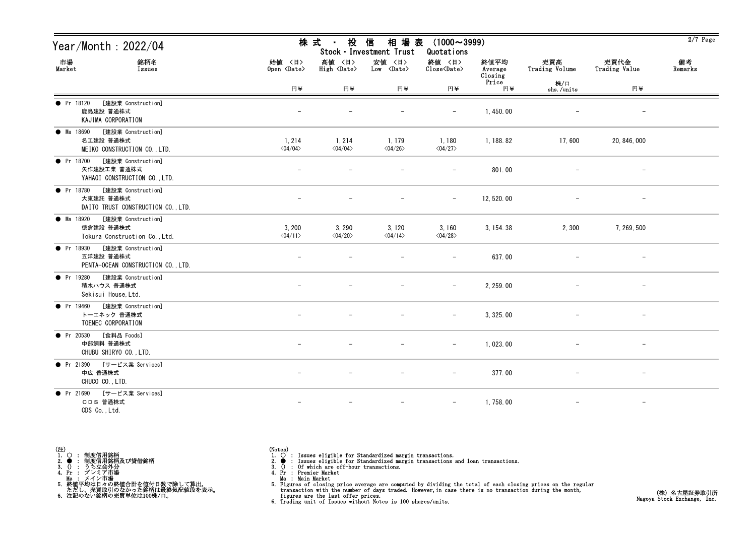# Year/Month : 2022/04

## 株式・投信 相場表 (1000～3999)
Stock・Investment Trust Quotations

| 市場 Market | 銘柄名 Issues | 始値 <日> Open <Date> 円¥ | 高値 <日> High <Date> 円¥ | 安値 <日> Low <Date> 円¥ | 終値 <日> Close<Date> 円¥ | 終値平均 Average Closing Price 円¥ | 売買高 Trading Volume 株/口 shs./units | 売買代金 Trading Value 円¥ | 備考 Remarks |
|---|---|---|---|---|---|---|---|---|---|
| ● Pr 18120 | [建設業 Construction] 鹿島建設 普通株式 KAJIMA CORPORATION | － | － | － | － | 1,450.00 | － | － | |
| ● Ma 18690 | [建設業 Construction] 名工建設 普通株式 MEIKO CONSTRUCTION CO.,LTD. | 1,214 <04/04> | 1,214 <04/04> | 1,179 <04/26> | 1,180 <04/27> | 1,188.82 | 17,600 | 20,846,000 | |
| ● Pr 18700 | [建設業 Construction] 矢作建設工業 普通株式 YAHAGI CONSTRUCTION CO.,LTD. | － | － | － | － | 801.00 | － | － | |
| ● Pr 18780 | [建設業 Construction] 大東建託 普通株式 DAITO TRUST CONSTRUCTION CO.,LTD. | － | － | － | － | 12,520.00 | － | － | |
| ● Ma 18920 | [建設業 Construction] 徳倉建設 普通株式 Tokura Construction Co.,Ltd. | 3,200 <04/11> | 3,290 <04/20> | 3,120 <04/14> | 3,160 <04/28> | 3,154.38 | 2,300 | 7,269,500 | |
| ● Pr 18930 | [建設業 Construction] 五洋建設 普通株式 PENTA-OCEAN CONSTRUCTION CO.,LTD. | － | － | － | － | 637.00 | － | － | |
| ● Pr 19280 | [建設業 Construction] 積水ハウス 普通株式 Sekisui House,Ltd. | － | － | － | － | 2,259.00 | － | － | |
| ● Pr 19460 | [建設業 Construction] トーエネック 普通株式 TOENEC CORPORATION | － | － | － | － | 3,325.00 | － | － | |
| ● Pr 20530 | [食料品 Foods] 中部飼料 普通株式 CHUBU SHIRYO CO.,LTD. | － | － | － | － | 1,023.00 | － | － | |
| ● Pr 21390 | [サービス業 Services] 中広 普通株式 CHUCO CO.,LTD. | － | － | － | － | 377.00 | － | － | |
| ● Pr 21690 | [サービス業 Services] ＣＤＳ 普通株式 CDS Co.,Ltd. | － | － | － | － | 1,758.00 | － | － | |

(注)
1. ○ ： 制度信用銘柄
2. ● ： 制度信用銘柄及び貸借銘柄
3. () ： うち立会外分
4. Pr ： プレミア市場
   Ma ： メイン市場
5. 終値平均は日々の終値合計を値付日数で除して算出。
   ただし、売買取引のなかった銘柄は最終気配値段を表示。
6. 注記のない銘柄の売買単位は100株/口。

(Notes)
1. ○ : Issues eligible for Standardized margin transactions.
2. ● : Issues eligible for Standardized margin transactions and loan transactions.
3. () : Of which are off-hour transactions.
4. Pr : Premier Market
   Ma : Main Market
5. Figures of closing price average are computed by dividing the total of each closing prices on the regular transaction with the number of days traded. However,in case there is no transaction during the month, figures are the last offer prices.
6. Trading unit of Issues without Notes is 100 shares/units.

(株) 名古屋証券取引所
Nagoya Stock Exchange, Inc.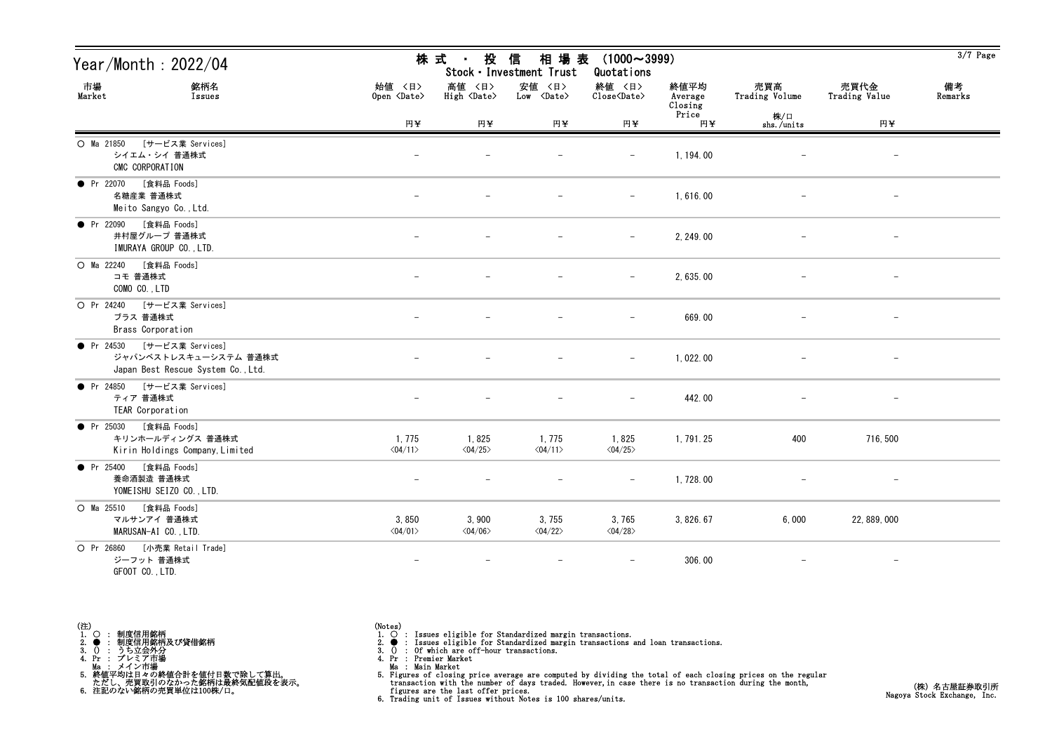# Year/Month : 2022/04

## 株式・投信 相場表 (1000～3999)
### Stock・Investment Trust Quotations

| 市場 Market | 銘柄名 Issues | 始値 <日> Open <Date> 円¥ | 高値 <日> High <Date> 円¥ | 安値 <日> Low <Date> 円¥ | 終値 <日> Close<Date> 円¥ | 終値平均 Average Closing Price 円¥ | 売買高 Trading Volume 株/口 shs./units | 売買代金 Trading Value 円¥ | 備考 Remarks |
|---|---|---|---|---|---|---|---|---|---|
| ○ Ma 21850 | [サービス業 Services] シイエム・シイ 普通株式 CMC CORPORATION | － | － | － | － | 1,194.00 | － | － | |
| ● Pr 22070 | [食料品 Foods] 名糖産業 普通株式 Meito Sangyo Co.,Ltd. | － | － | － | － | 1,616.00 | － | － | |
| ● Pr 22090 | [食料品 Foods] 井村屋グループ 普通株式 IMURAYA GROUP CO.,LTD. | － | － | － | － | 2,249.00 | － | － | |
| ○ Ma 22240 | [食料品 Foods] コモ 普通株式 COMO CO.,LTD | － | － | － | － | 2,635.00 | － | － | |
| ○ Pr 24240 | [サービス業 Services] ブラス 普通株式 Brass Corporation | － | － | － | － | 669.00 | － | － | |
| ● Pr 24530 | [サービス業 Services] ジャパンベストレスキューシステム 普通株式 Japan Best Rescue System Co.,Ltd. | － | － | － | － | 1,022.00 | － | － | |
| ● Pr 24850 | [サービス業 Services] ティア 普通株式 TEAR Corporation | － | － | － | － | 442.00 | － | － | |
| ● Pr 25030 | [食料品 Foods] キリンホールディングス 普通株式 Kirin Holdings Company,Limited | 1,775 <04/11> | 1,825 <04/25> | 1,775 <04/11> | 1,825 <04/25> | 1,791.25 | 400 | 716,500 | |
| ● Pr 25400 | [食料品 Foods] 養命酒製造 普通株式 YOMEISHU SEIZO CO.,LTD. | － | － | － | － | 1,728.00 | － | － | |
| ○ Ma 25510 | [食料品 Foods] マルサンアイ 普通株式 MARUSAN-AI CO.,LTD. | 3,850 <04/01> | 3,900 <04/06> | 3,755 <04/22> | 3,765 <04/28> | 3,826.67 | 6,000 | 22,889,000 | |
| ○ Pr 26860 | [小売業 Retail Trade] ジーフット 普通株式 GFOOT CO.,LTD. | － | － | － | － | 306.00 | － | － | |

(注)
1. ○ : 制度信用銘柄
2. ● : 制度信用銘柄及び貸借銘柄
3. () : うち立会外分
4. Pr : プレミア市場
   Ma : メイン市場
5. 終値平均は日々の終値合計を値付日数で除して算出。
   ただし、売買取引のなかった銘柄は最終気配値段を表示。
6. 注記のない銘柄の売買単位は100株/口。

(Notes)
1. ○ : Issues eligible for Standardized margin transactions.
2. ● : Issues eligible for Standardized margin transactions and loan transactions.
3. () : Of which are off-hour transactions.
4. Pr : Premier Market
   Ma : Main Market
5. Figures of closing price average are computed by dividing the total of each closing prices on the regular transaction with the number of days traded. However,in case there is no transaction during the month, figures are the last offer prices.
6. Trading unit of Issues without Notes is 100 shares/units.

(株) 名古屋証券取引所
Nagoya Stock Exchange, Inc.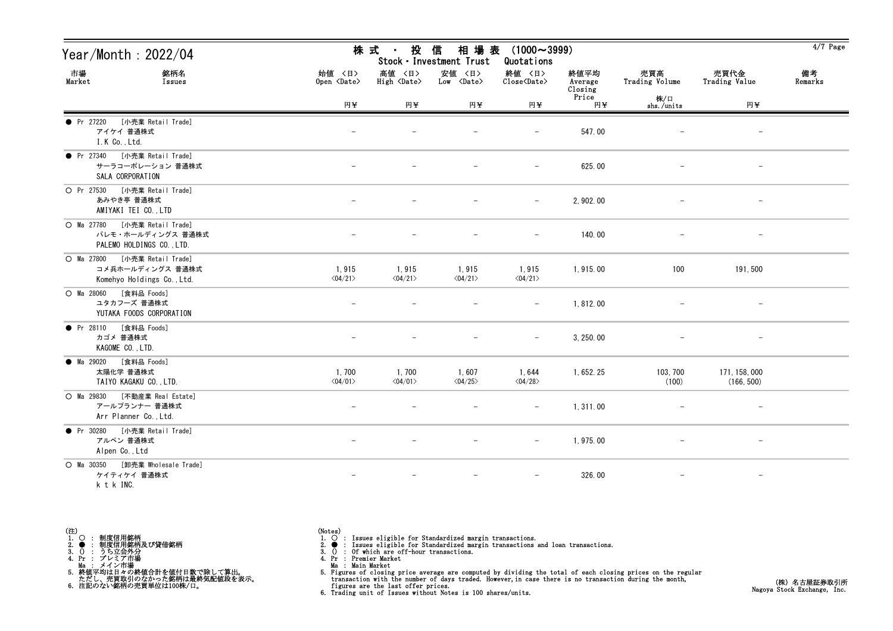# Year/Month : 2022/04

## 株式 ・ 投信 相場表 (1000～3999)
## Stock・Investment Trust Quotations

| 市場 Market | 銘柄名 Issues | 始値 <日> Open <Date> 円¥ | 高値 <日> High <Date> 円¥ | 安値 <日> Low <Date> 円¥ | 終値 <日> Close<Date> 円¥ | 終値平均 Average Closing Price 円¥ | 売買高 Trading Volume 株/口 shs./units | 売買代金 Trading Value 円¥ | 備考 Remarks |
|---|---|---|---|---|---|---|---|---|---|
| ● Pr 27220 | [小売業 Retail Trade] アイケイ 普通株式 I.K Co.,Ltd. | – | – | – | – | 547.00 | – | – | |
| ● Pr 27340 | [小売業 Retail Trade] サーラコーポレーション 普通株式 SALA CORPORATION | – | – | – | – | 625.00 | – | – | |
| ○ Pr 27530 | [小売業 Retail Trade] あみやき亭 普通株式 AMIYAKI TEI CO.,LTD | – | – | – | – | 2,902.00 | – | – | |
| ○ Ma 27780 | [小売業 Retail Trade] パレモ・ホールディングス 普通株式 PALEMO HOLDINGS CO.,LTD. | – | – | – | – | 140.00 | – | – | |
| ○ Ma 27800 | [小売業 Retail Trade] コメ兵ホールディングス 普通株式 Komehyo Holdings Co.,Ltd. | 1,915 <04/21> | 1,915 <04/21> | 1,915 <04/21> | 1,915 <04/21> | 1,915.00 | 100 | 191,500 | |
| ○ Ma 28060 | [食料品 Foods] ユタカフーズ 普通株式 YUTAKA FOODS CORPORATION | – | – | – | – | 1,812.00 | – | – | |
| ● Pr 28110 | [食料品 Foods] カゴメ 普通株式 KAGOME CO.,LTD. | – | – | – | – | 3,250.00 | – | – | |
| ● Ma 29020 | [食料品 Foods] 太陽化学 普通株式 TAIYO KAGAKU CO.,LTD. | 1,700 <04/01> | 1,700 <04/01> | 1,607 <04/25> | 1,644 <04/28> | 1,652.25 | 103,700 (100) | 171,158,000 (166,500) | |
| ○ Ma 29830 | [不動産業 Real Estate] アールプランナー 普通株式 Arr Planner Co.,Ltd. | – | – | – | – | 1,311.00 | – | – | |
| ● Pr 30280 | [小売業 Retail Trade] アルペン 普通株式 Alpen Co.,Ltd | – | – | – | – | 1,975.00 | – | – | |
| ○ Ma 30350 | [卸売業 Wholesale Trade] ケイティケイ 普通株式 k t k INC. | – | – | – | – | 326.00 | – | – | |

(注)
1. ○ : 制度信用銘柄
2. ● : 制度信用銘柄及び貸借銘柄
3. () : うち立会外分
4. Pr : プレミア市場
   Ma : メイン市場
5. 終値平均は日々の終値合計を値付日数で除して算出。
   ただし、売買取引のなかった銘柄は最終気配値段を表示。
6. 注記のない銘柄の売買単位は100株/口。

(Notes)
1. ○ : Issues eligible for Standardized margin transactions.
2. ● : Issues eligible for Standardized margin transactions and loan transactions.
3. () : Of which are off-hour transactions.
4. Pr : Premier Market
   Ma : Main Market
5. Figures of closing price average are computed by dividing the total of each closing prices on the regular transaction with the number of days traded. However,in case there is no transaction during the month, figures are the last offer prices.
6. Trading unit of Issues without Notes is 100 shares/units.

(株) 名古屋証券取引所
Nagoya Stock Exchange, Inc.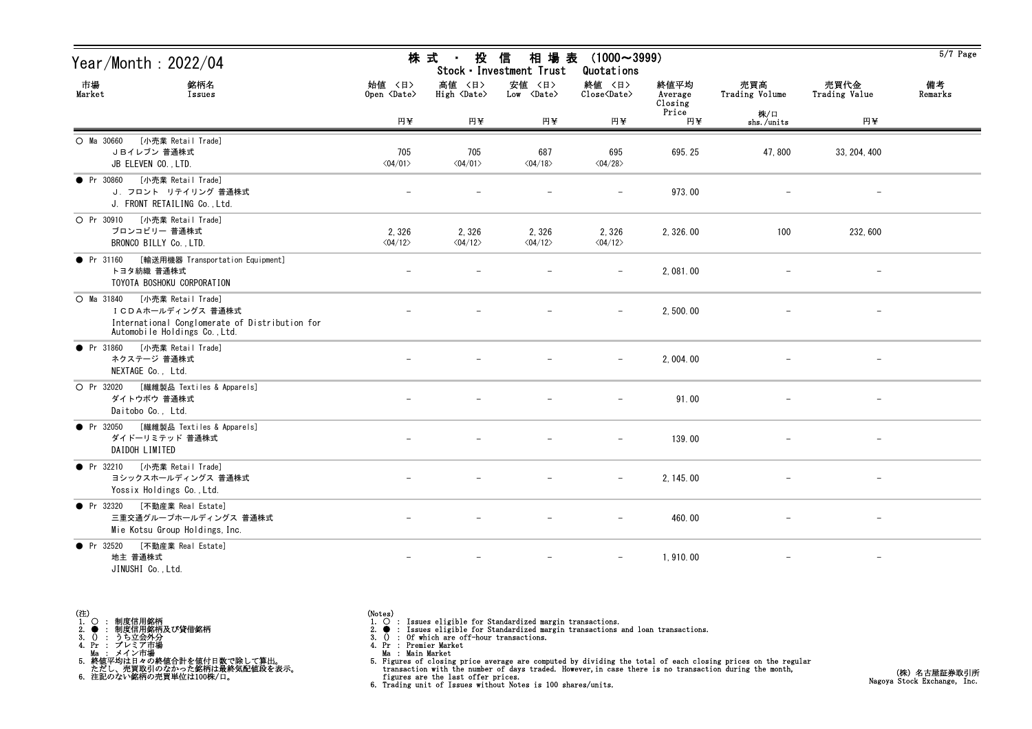# Year/Month : 2022/04

## 株式・投信 相場表 (1000～3999)
## Stock・Investment Trust Quotations

| 市場 Market | 銘柄名 Issues | 始値 <日> Open <Date> 円¥ | 高値 <日> High <Date> 円¥ | 安値 <日> Low <Date> 円¥ | 終値 <日> Close<Date> 円¥ | 終値平均 Average Closing Price 円¥ | 売買高 Trading Volume 株/口 shs./units | 売買代金 Trading Value 円¥ | 備考 Remarks |
|---|---|---|---|---|---|---|---|---|---|
| ○ Ma 30660 | [小売業 Retail Trade] ＪＢイレブン 普通株式 JB ELEVEN CO.,LTD. | 705 <04/01> | 705 <04/01> | 687 <04/18> | 695 <04/28> | 695.25 | 47,800 | 33,204,400 | |
| ● Pr 30860 | [小売業 Retail Trade] Ｊ．フロント リテイリング 普通株式 J. FRONT RETAILING Co.,Ltd. | － | － | － | － | 973.00 | － | － | |
| ○ Pr 30910 | [小売業 Retail Trade] ブロンコビリー 普通株式 BRONCO BILLY Co.,LTD. | 2,326 <04/12> | 2,326 <04/12> | 2,326 <04/12> | 2,326 <04/12> | 2,326.00 | 100 | 232,600 | |
| ● Pr 31160 | [輸送用機器 Transportation Equipment] トヨタ紡織 普通株式 TOYOTA BOSHOKU CORPORATION | － | － | － | － | 2,081.00 | － | － | |
| ○ Ma 31840 | [小売業 Retail Trade] ＩＣＤＡホールディングス 普通株式 International Conglomerate of Distribution for Automobile Holdings Co.,Ltd. | － | － | － | － | 2,500.00 | － | － | |
| ● Pr 31860 | [小売業 Retail Trade] ネクステージ 普通株式 NEXTAGE Co., Ltd. | － | － | － | － | 2,004.00 | － | － | |
| ○ Pr 32020 | [繊維製品 Textiles & Apparels] ダイトウボウ 普通株式 Daitobo Co., Ltd. | － | － | － | － | 91.00 | － | － | |
| ● Pr 32050 | [繊維製品 Textiles & Apparels] ダイドーリミテッド 普通株式 DAIDOH LIMITED | － | － | － | － | 139.00 | － | － | |
| ● Pr 32210 | [小売業 Retail Trade] ヨシックスホールディングス 普通株式 Yossix Holdings Co.,Ltd. | － | － | － | － | 2,145.00 | － | － | |
| ● Pr 32320 | [不動産業 Real Estate] 三重交通グループホールディングス 普通株式 Mie Kotsu Group Holdings,Inc. | － | － | － | － | 460.00 | － | － | |
| ● Pr 32520 | [不動産業 Real Estate] 地主 普通株式 JINUSHI Co.,Ltd. | － | － | － | － | 1,910.00 | － | － | |

(注)
1. ○ : 制度信用銘柄
2. ● : 制度信用銘柄及び貸借銘柄
3. () : うち立会外分
4. Pr : プレミア市場
   Ma : メイン市場
5. 終値平均は日々の終値合計を値付日数で除して算出。
   ただし、売買取引のなかった銘柄は最終気配値段を表示。
6. 注記のない銘柄の売買単位は100株/口。

(Notes)
1. ○ : Issues eligible for Standardized margin transactions.
2. ● : Issues eligible for Standardized margin transactions and loan transactions.
3. () : Of which are off-hour transactions.
4. Pr : Premier Market
   Ma : Main Market
5. Figures of closing price average are computed by dividing the total of each closing prices on the regular transaction with the number of days traded. However,in case there is no transaction during the month, figures are the last offer prices.
6. Trading unit of Issues without Notes is 100 shares/units.

(株) 名古屋証券取引所
Nagoya Stock Exchange, Inc.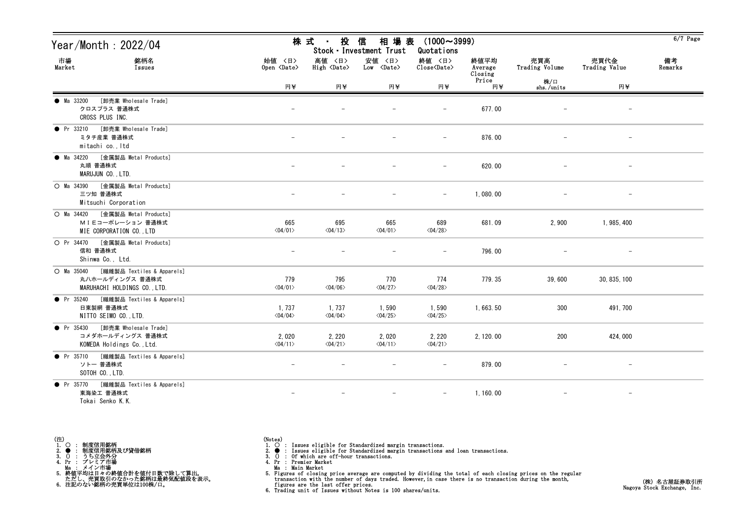# Year/Month : 2022/04

## 株式 ・ 投信 相場表 (1000～3999)
### Stock・Investment Trust Quotations

| 市場 Market | 銘柄名 Issues | 始値 <日> Open <Date> 円¥ | 高値 <日> High <Date> 円¥ | 安値 <日> Low <Date> 円¥ | 終値 <日> Close<Date> 円¥ | 終値平均 Average Closing Price 円¥ | 売買高 Trading Volume 株/口 shs./units | 売買代金 Trading Value 円¥ | 備考 Remarks |
|---|---|---|---|---|---|---|---|---|---|
| ● Ma 33200 | [卸売業 Wholesale Trade] クロスプラス 普通株式 CROSS PLUS INC. | - | - | - | - | 677.00 | - | - | |
| ● Pr 33210 | [卸売業 Wholesale Trade] ミタチ産業 普通株式 mitachi co.,ltd | - | - | - | - | 876.00 | - | - | |
| ● Ma 34220 | [金属製品 Metal Products] 丸順 普通株式 MARUJUN CO.,LTD. | - | - | - | - | 620.00 | - | - | |
| ○ Ma 34390 | [金属製品 Metal Products] 三ツ知 普通株式 Mitsuchi Corporation | - | - | - | - | 1,080.00 | - | - | |
| ○ Ma 34420 | [金属製品 Metal Products] ＭＩＥコーポレーション 普通株式 MIE CORPORATION CO.,LTD | 665 <04/01> | 695 <04/13> | 665 <04/01> | 689 <04/28> | 681.09 | 2,900 | 1,985,400 | |
| ○ Pr 34470 | [金属製品 Metal Products] 信和 普通株式 Shinwa Co., Ltd. | - | - | - | - | 796.00 | - | - | |
| ○ Ma 35040 | [繊維製品 Textiles & Apparels] 丸八ホールディングス 普通株式 MARUHACHI HOLDINGS CO.,LTD. | 779 <04/01> | 795 <04/06> | 770 <04/27> | 774 <04/28> | 779.35 | 39,600 | 30,835,100 | |
| ● Pr 35240 | [繊維製品 Textiles & Apparels] 日東製網 普通株式 NITTO SEIMO CO.,LTD. | 1,737 <04/04> | 1,737 <04/04> | 1,590 <04/25> | 1,590 <04/25> | 1,663.50 | 300 | 491,700 | |
| ● Pr 35430 | [卸売業 Wholesale Trade] コメダホールディングス 普通株式 KOMEDA Holdings Co.,Ltd. | 2,020 <04/11> | 2,220 <04/21> | 2,020 <04/11> | 2,220 <04/21> | 2,120.00 | 200 | 424,000 | |
| ● Pr 35710 | [繊維製品 Textiles & Apparels] ソトー 普通株式 SOTOH CO.,LTD. | - | - | - | - | 879.00 | - | - | |
| ● Pr 35770 | [繊維製品 Textiles & Apparels] 東海染工 普通株式 Tokai Senko K.K. | - | - | - | - | 1,160.00 | - | - | |

(注)
1. ○ : 制度信用銘柄
2. ● : 制度信用銘柄及び貸借銘柄
3. () : うち立会外分
4. Pr : プレミア市場
   Ma : メイン市場
5. 終値平均は日々の終値合計を値付日数で除して算出。
   ただし、売買取引のなかった銘柄は最終気配値段を表示。
6. 注記のない銘柄の売買単位は100株/口。

(Notes)
1. ○ : Issues eligible for Standardized margin transactions.
2. ● : Issues eligible for Standardized margin transactions and loan transactions.
3. () : Of which are off-hour transactions.
4. Pr : Premier Market
   Ma : Main Market
5. Figures of closing price average are computed by dividing the total of each closing prices on the regular transaction with the number of days traded. However, in case there is no transaction during the month, figures are the last offer prices.
6. Trading unit of Issues without Notes is 100 shares/units.

(株) 名古屋証券取引所
Nagoya Stock Exchange, Inc.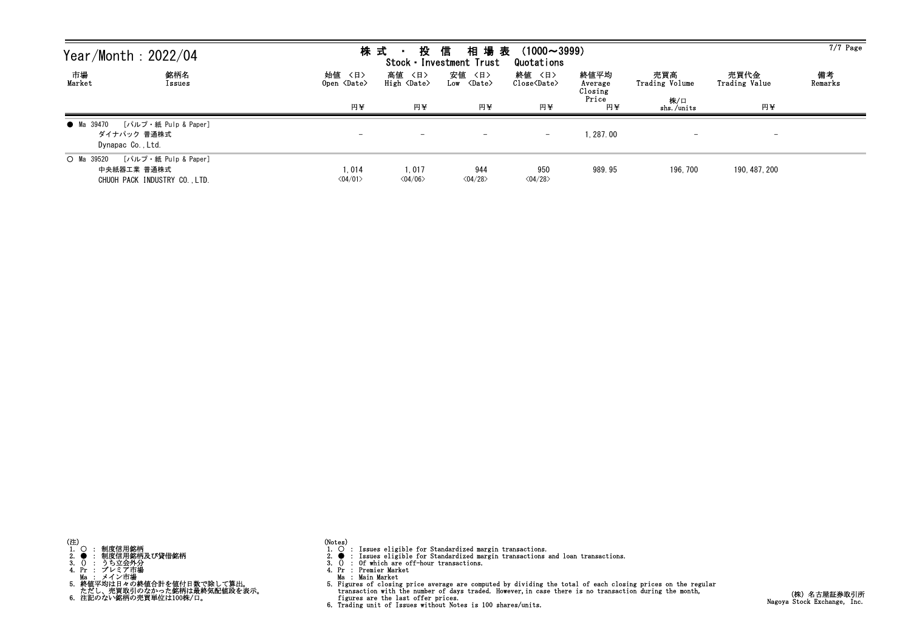# Year/Month : 2022/04

## 株式・投信 相場表 (1000～3999)
Stock・Investment Trust Quotations

| 市場 Market | 銘柄名 Issues | 始値 <日> Open <Date> 円¥ | 高値 <日> High <Date> 円¥ | 安値 <日> Low <Date> 円¥ | 終値 <日> Close<Date> 円¥ | 終値平均 Average Closing Price 円¥ | 売買高 Trading Volume 株/口 shs./units | 売買代金 Trading Value 円¥ | 備考 Remarks |
|---|---|---|---|---|---|---|---|---|---|
| ● Ma 39470 | [パルプ・紙 Pulp & Paper] ダイナパック 普通株式 Dynapac Co.,Ltd. | － | － | － | － | 1,287.00 | － | － | |
| ○ Ma 39520 | [パルプ・紙 Pulp & Paper] 中央紙器工業 普通株式 CHUOH PACK INDUSTRY CO.,LTD. | 1,014 <04/01> | 1,017 <04/06> | 944 <04/28> | 950 <04/28> | 989.95 | 196,700 | 190,487,200 | |

(注)
1. ○ : 制度信用銘柄
2. ● : 制度信用銘柄及び貸借銘柄
3. () : うち立会外分
4. Pr : プレミア市場
   Ma : メイン市場
5. 終値平均は日々の終値合計を値付日数で除して算出。
   ただし、売買取引のなかった銘柄は最終気配値段を表示。
6. 注記のない銘柄の売買単位は100株/口。

(Notes)
1. ○ : Issues eligible for Standardized margin transactions.
2. ● : Issues eligible for Standardized margin transactions and loan transactions.
3. () : Of which are off-hour transactions.
4. Pr : Premier Market
   Ma : Main Market
5. Figures of closing price average are computed by dividing the total of each closing prices on the regular transaction with the number of days traded. However,in case there is no transaction during the month, figures are the last offer prices.
6. Trading unit of Issues without Notes is 100 shares/units.

(株) 名古屋証券取引所
Nagoya Stock Exchange, Inc.